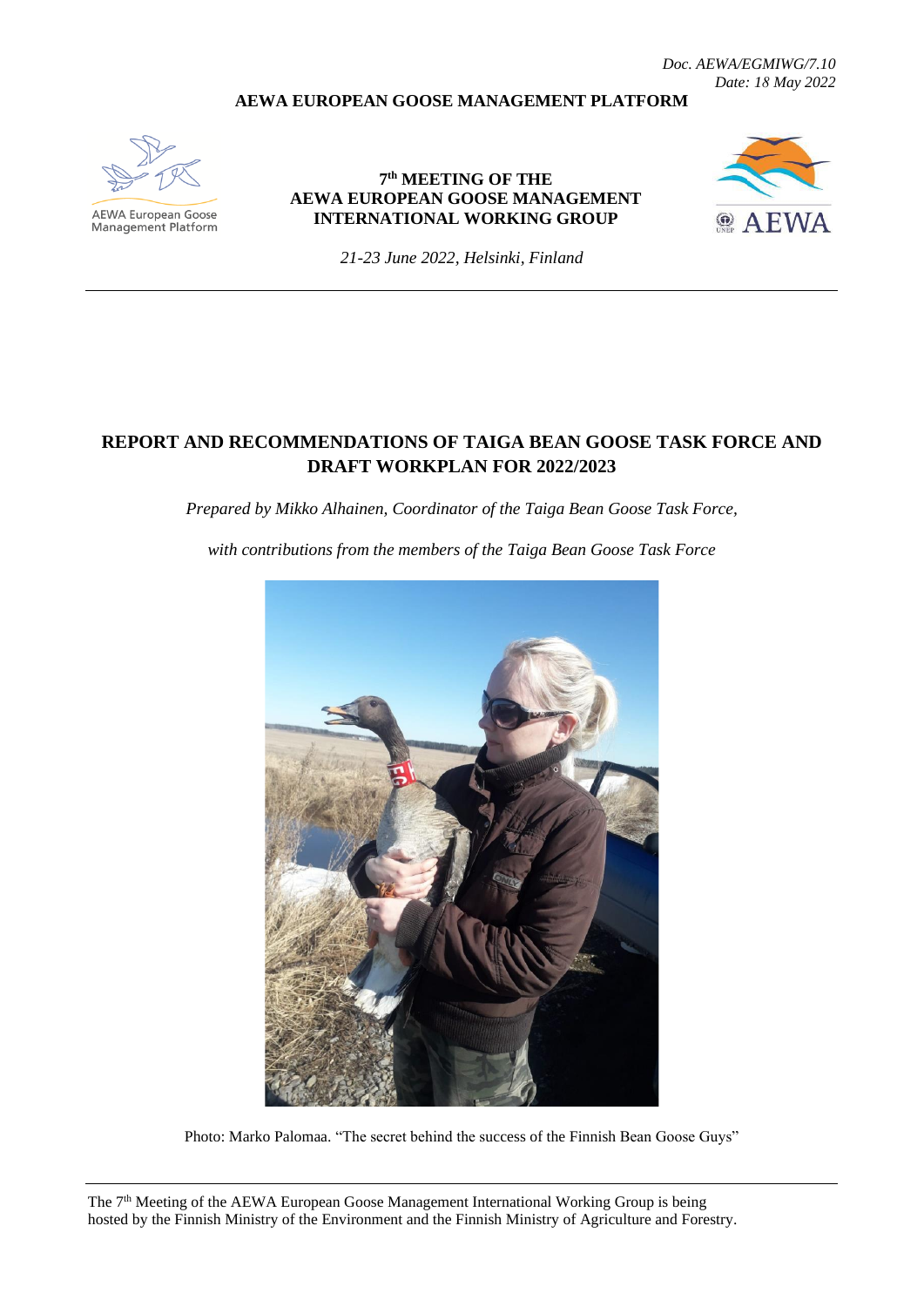*Doc. AEWA/EGMIWG/7.10*
*Date: 18 May 2022*

**AEWA EUROPEAN GOOSE MANAGEMENT PLATFORM**

AEWA European Goose Management Platform

**7th MEETING OF THE AEWA EUROPEAN GOOSE MANAGEMENT INTERNATIONAL WORKING GROUP**

*21-23 June 2022, Helsinki, Finland*

# REPORT AND RECOMMENDATIONS OF TAIGA BEAN GOOSE TASK FORCE AND DRAFT WORKPLAN FOR 2022/2023

*Prepared by Mikko Alhainen, Coordinator of the Taiga Bean Goose Task Force,*

*with contributions from the members of the Taiga Bean Goose Task Force*

Photo: Marko Palomaa. "The secret behind the success of the Finnish Bean Goose Guys"

The 7th Meeting of the AEWA European Goose Management International Working Group is being hosted by the Finnish Ministry of the Environment and the Finnish Ministry of Agriculture and Forestry.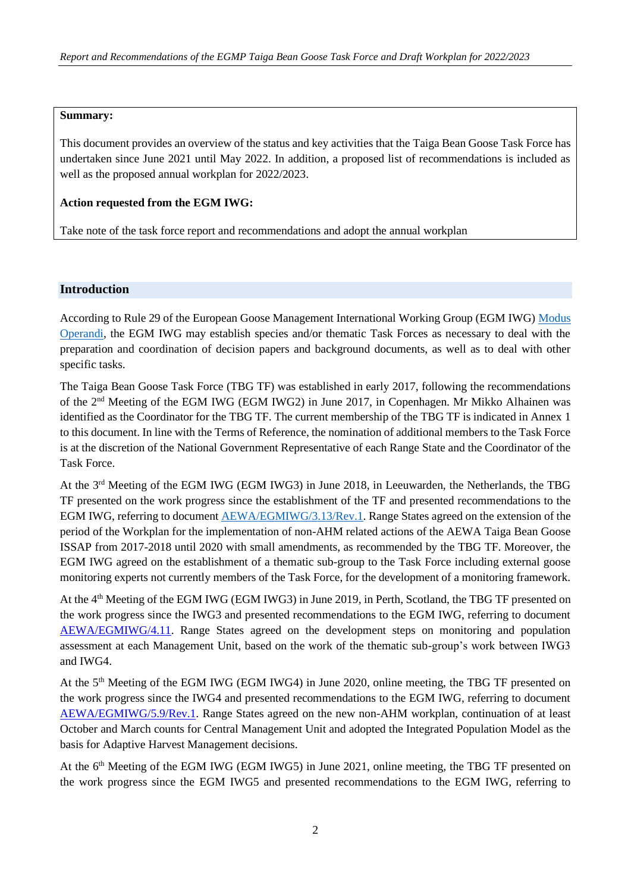**Summary:**

This document provides an overview of the status and key activities that the Taiga Bean Goose Task Force has undertaken since June 2021 until May 2022. In addition, a proposed list of recommendations is included as well as the proposed annual workplan for 2022/2023.

**Action requested from the EGM IWG:**

Take note of the task force report and recommendations and adopt the annual workplan

## Introduction

According to Rule 29 of the European Goose Management International Working Group (EGM IWG) [Modus Operandi](), the EGM IWG may establish species and/or thematic Task Forces as necessary to deal with the preparation and coordination of decision papers and background documents, as well as to deal with other specific tasks.

The Taiga Bean Goose Task Force (TBG TF) was established in early 2017, following the recommendations of the 2nd Meeting of the EGM IWG (EGM IWG2) in June 2017, in Copenhagen. Mr Mikko Alhainen was identified as the Coordinator for the TBG TF. The current membership of the TBG TF is indicated in Annex 1 to this document. In line with the Terms of Reference, the nomination of additional members to the Task Force is at the discretion of the National Government Representative of each Range State and the Coordinator of the Task Force.

At the 3rd Meeting of the EGM IWG (EGM IWG3) in June 2018, in Leeuwarden, the Netherlands, the TBG TF presented on the work progress since the establishment of the TF and presented recommendations to the EGM IWG, referring to document [AEWA/EGMIWG/3.13/Rev.1](). Range States agreed on the extension of the period of the Workplan for the implementation of non-AHM related actions of the AEWA Taiga Bean Goose ISSAP from 2017-2018 until 2020 with small amendments, as recommended by the TBG TF. Moreover, the EGM IWG agreed on the establishment of a thematic sub-group to the Task Force including external goose monitoring experts not currently members of the Task Force, for the development of a monitoring framework.

At the 4th Meeting of the EGM IWG (EGM IWG3) in June 2019, in Perth, Scotland, the TBG TF presented on the work progress since the IWG3 and presented recommendations to the EGM IWG, referring to document [AEWA/EGMIWG/4.11](). Range States agreed on the development steps on monitoring and population assessment at each Management Unit, based on the work of the thematic sub-group's work between IWG3 and IWG4.

At the 5th Meeting of the EGM IWG (EGM IWG4) in June 2020, online meeting, the TBG TF presented on the work progress since the IWG4 and presented recommendations to the EGM IWG, referring to document [AEWA/EGMIWG/5.9/Rev.1](). Range States agreed on the new non-AHM workplan, continuation of at least October and March counts for Central Management Unit and adopted the Integrated Population Model as the basis for Adaptive Harvest Management decisions.

At the 6th Meeting of the EGM IWG (EGM IWG5) in June 2021, online meeting, the TBG TF presented on the work progress since the EGM IWG5 and presented recommendations to the EGM IWG, referring to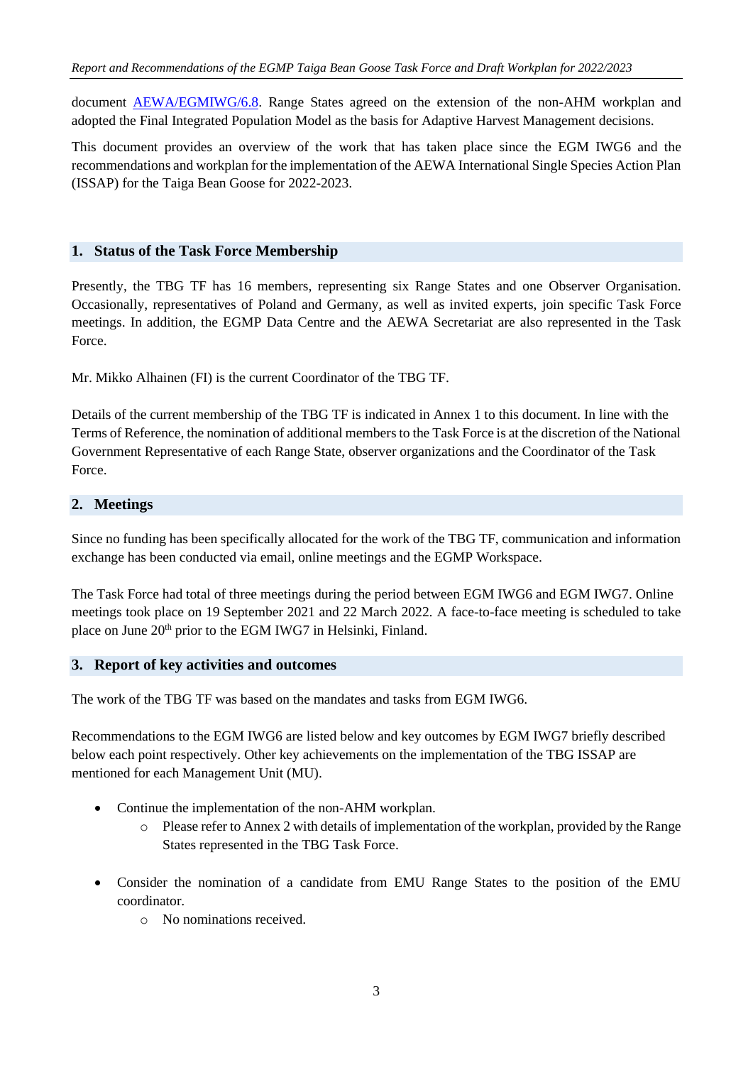document [AEWA/EGMIWG/6.8](AEWA/EGMIWG/6.8). Range States agreed on the extension of the non-AHM workplan and adopted the Final Integrated Population Model as the basis for Adaptive Harvest Management decisions.

This document provides an overview of the work that has taken place since the EGM IWG6 and the recommendations and workplan for the implementation of the AEWA International Single Species Action Plan (ISSAP) for the Taiga Bean Goose for 2022-2023.

## 1. Status of the Task Force Membership

Presently, the TBG TF has 16 members, representing six Range States and one Observer Organisation. Occasionally, representatives of Poland and Germany, as well as invited experts, join specific Task Force meetings. In addition, the EGMP Data Centre and the AEWA Secretariat are also represented in the Task Force.

Mr. Mikko Alhainen (FI) is the current Coordinator of the TBG TF.

Details of the current membership of the TBG TF is indicated in Annex 1 to this document. In line with the Terms of Reference, the nomination of additional members to the Task Force is at the discretion of the National Government Representative of each Range State, observer organizations and the Coordinator of the Task Force.

## 2. Meetings

Since no funding has been specifically allocated for the work of the TBG TF, communication and information exchange has been conducted via email, online meetings and the EGMP Workspace.

The Task Force had total of three meetings during the period between EGM IWG6 and EGM IWG7. Online meetings took place on 19 September 2021 and 22 March 2022. A face-to-face meeting is scheduled to take place on June 20th prior to the EGM IWG7 in Helsinki, Finland.

## 3. Report of key activities and outcomes

The work of the TBG TF was based on the mandates and tasks from EGM IWG6.

Recommendations to the EGM IWG6 are listed below and key outcomes by EGM IWG7 briefly described below each point respectively. Other key achievements on the implementation of the TBG ISSAP are mentioned for each Management Unit (MU).

- Continue the implementation of the non-AHM workplan.
  - Please refer to Annex 2 with details of implementation of the workplan, provided by the Range States represented in the TBG Task Force.
- Consider the nomination of a candidate from EMU Range States to the position of the EMU coordinator.
  - No nominations received.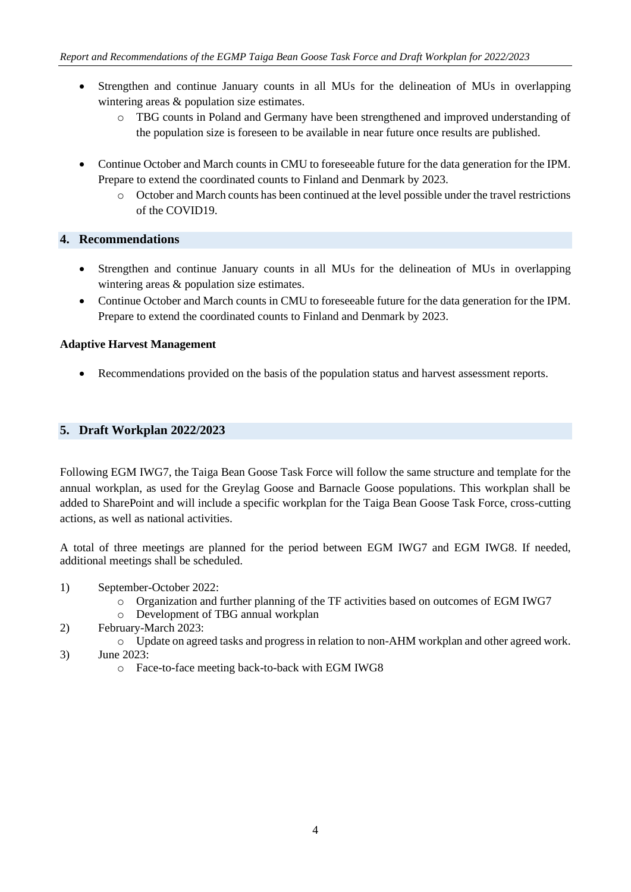- Strengthen and continue January counts in all MUs for the delineation of MUs in overlapping wintering areas & population size estimates.
    - TBG counts in Poland and Germany have been strengthened and improved understanding of the population size is foreseen to be available in near future once results are published.

- Continue October and March counts in CMU to foreseeable future for the data generation for the IPM. Prepare to extend the coordinated counts to Finland and Denmark by 2023.
    - October and March counts has been continued at the level possible under the travel restrictions of the COVID19.

## 4. Recommendations

- Strengthen and continue January counts in all MUs for the delineation of MUs in overlapping wintering areas & population size estimates.
- Continue October and March counts in CMU to foreseeable future for the data generation for the IPM. Prepare to extend the coordinated counts to Finland and Denmark by 2023.

**Adaptive Harvest Management**

- Recommendations provided on the basis of the population status and harvest assessment reports.

## 5. Draft Workplan 2022/2023

Following EGM IWG7, the Taiga Bean Goose Task Force will follow the same structure and template for the annual workplan, as used for the Greylag Goose and Barnacle Goose populations. This workplan shall be added to SharePoint and will include a specific workplan for the Taiga Bean Goose Task Force, cross-cutting actions, as well as national activities.

A total of three meetings are planned for the period between EGM IWG7 and EGM IWG8. If needed, additional meetings shall be scheduled.

1) September-October 2022:
    - Organization and further planning of the TF activities based on outcomes of EGM IWG7
    - Development of TBG annual workplan
2) February-March 2023:
    - Update on agreed tasks and progress in relation to non-AHM workplan and other agreed work.
3) June 2023:
    - Face-to-face meeting back-to-back with EGM IWG8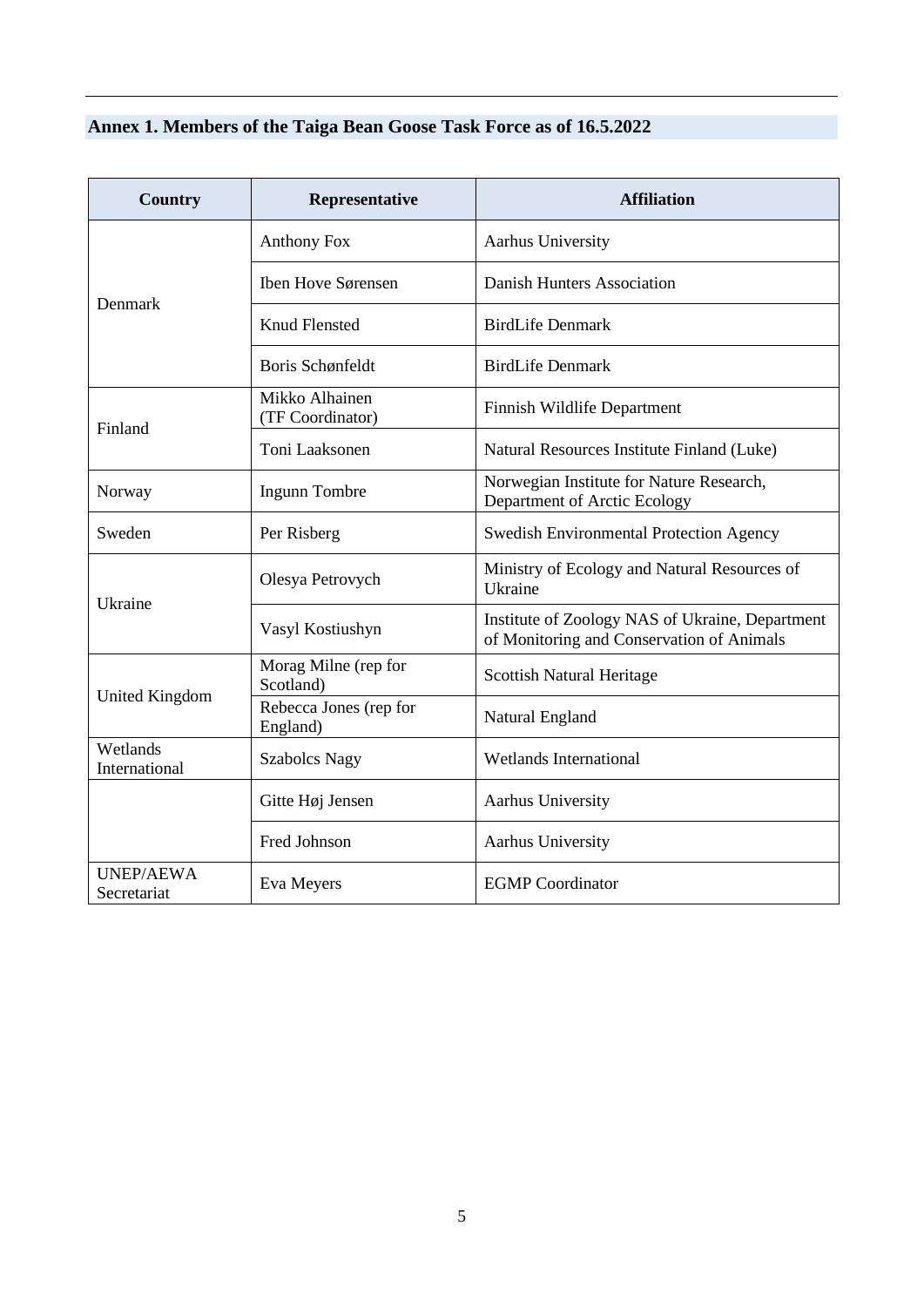## Annex 1. Members of the Taiga Bean Goose Task Force as of 16.5.2022

| Country | Representative | Affiliation |
|---|---|---|
| Denmark | Anthony Fox | Aarhus University |
| | Iben Hove Sørensen | Danish Hunters Association |
| | Knud Flensted | BirdLife Denmark |
| | Boris Schønfeldt | BirdLife Denmark |
| Finland | Mikko Alhainen (TF Coordinator) | Finnish Wildlife Department |
| | Toni Laaksonen | Natural Resources Institute Finland (Luke) |
| Norway | Ingunn Tombre | Norwegian Institute for Nature Research, Department of Arctic Ecology |
| Sweden | Per Risberg | Swedish Environmental Protection Agency |
| Ukraine | Olesya Petrovych | Ministry of Ecology and Natural Resources of Ukraine |
| | Vasyl Kostiushyn | Institute of Zoology NAS of Ukraine, Department of Monitoring and Conservation of Animals |
| United Kingdom | Morag Milne (rep for Scotland) | Scottish Natural Heritage |
| | Rebecca Jones (rep for England) | Natural England |
| Wetlands International | Szabolcs Nagy | Wetlands International |
| | Gitte Høj Jensen | Aarhus University |
| | Fred Johnson | Aarhus University |
| UNEP/AEWA Secretariat | Eva Meyers | EGMP Coordinator |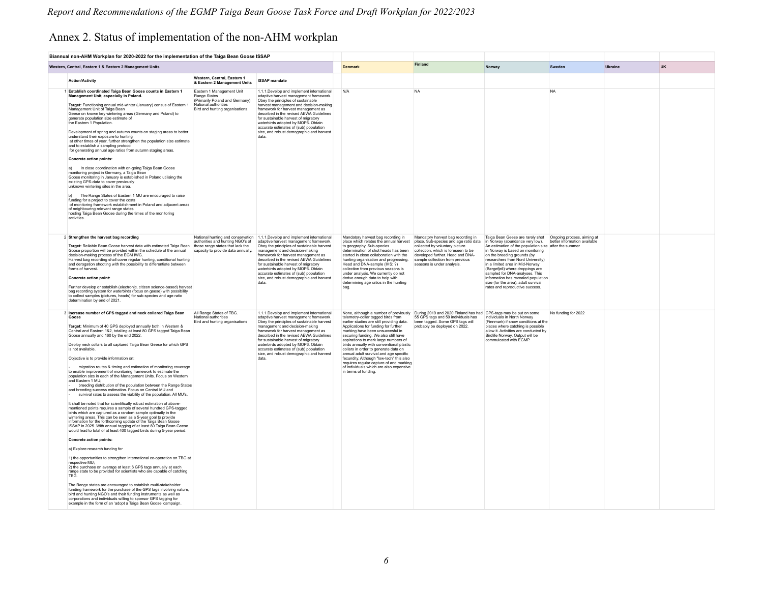# Annex 2. Status of implementation of the non-AHM workplan

| | Biannual non-AHM Workplan for 2020-2022 for the implementation of the Taiga Bean Goose ISSAP | | | | | | | | | |
|---|---|---|---|---|---|---|---|---|---|---|
| | Western, Central, Eastern 1 & Eastern 2 Management Units | | | | Denmark | Finland | Norway | Sweden | Ukraine | UK |
| | **Action/Activity** | **Western, Central, Eastern 1 & Eastern 2 Management Units** | **ISSAP mandate** | | | | | | | |
| 1 | **Establish coordinated Taiga Bean Goose counts in Eastern 1 Management Unit, especially in Poland.**<br><br>**Target:** Functioning annual mid-winter (January) census of Eastern 1 Management Unit of Taiga Bean Geese on known key wintering areas (Germany and Poland) to generate population size estimate of the Eastern 1 Population.<br><br>Development of spring and autumn counts on staging areas to better understand their exposure to hunting at other times of year, further strengthen the population size estimate and to establish a sampling protocol for generating annual age ratios from autumn staging areas.<br><br>**Concrete action points:**<br><br>a) In close coordination with on-going Taiga Bean Goose monitoring project in Germany, a Taiga Bean Goose monitoring in January is established in Poland utilising the existing GPS-data to cover previously unknown wintering sites in the area.<br><br>b) The Range States of Eastern 1 MU are encouraged to raise funding for a project to cover the costs of monitoring framework establishment in Poland and adjacent areas of neighbouring relevant range states hosting Taiga Bean Goose during the times of the monitoring activities. | Eastern 1 Management Unit Range States (Primarily Poland and Germany) National authorities Bird and hunting organisations. | 1.1.1.Develop and implement international adaptive harvest management framework. Obey the principles of sustainable harvest management and decision-making framework for harvest management as described in the revised AEWA Guidelines for sustainable harvest of migratory waterbirds adopted by MOP6. Obtain accurate estimates of (sub) population size, and robust demographic and harvest data. | | N/A | NA | | NA | | |
| 2 | **Strengthen the harvest bag recording**<br><br>**Target:** Reliable Bean Goose harvest data with estimated Taiga Bean Goose proportion will be provided within the schedule of the annual decision-making process of the EGM IWG.<br>Harvest bag recording shall cover regular hunting, conditional hunting and derogation shooting with the possibility to differentiate between forms of harvest.<br><br>**Concrete action point:**<br><br>Further develop or establish (electronic, citizen science-based) harvest bag recording system for waterbirds (focus on geese) with possibility to collect samples (pictures, heads) for sub-species and age ratio determination by end of 2021. | National hunting and conservation authorities and hunting NGO's of those range states that lack the capacity to provide data annually. | 1.1.1.Develop and implement international adaptive harvest management framework. Obey the principles of sustainable harvest management and decision-making framework for harvest management as described in the revised AEWA Guidelines for sustainable harvest of migratory waterbirds adopted by MOP6. Obtain accurate estimates of (sub) population size, and robust demographic and harvest data. | | Mandatory harvest bag recording in place which relates the annual harvest to geography. Sub-species determination of shot heads has been started in close collaboration with the hunting organisation and progressing. Head and DNA-sample (IHS: ?) collection from previous seasons is under analysis. We currently do not derive enough data to help with determining age ratios in the hunting bag. | Mandatory harvest bag recording in place. Sub-species and age ratio data collected by voluntary picture collection, which is foreseen to be developed further. Head and DNA-sample collection from previous seasons is under analysis. | Taiga Bean Geese are rarely shot in Norway (abundance very low). An estimation of the population size in Norway is based on monitoring on the breeding grounds (by researchers from Nord University) in a limited area in Mid-Norway (Børgefjell) where droppings are sampled for DNA-analyses. This information has revealed population size (for the area), adult survival rates and reproductive success. | Ongoing process, aiming at better information available after the summer | | |
| 3 | **Increase number of GPS tagged and neck collared Taiga Bean Goose**<br><br>**Target:** Minimum of 40 GPS deployed annually both in Western & Central and Eastern 1&2, totalling at least 80 GPS tagged Taiga Bean Goose annually and 160 by the end 2022.<br><br>Deploy neck collars to all captured Taiga Bean Geese for which GPS is not available.<br><br>Objective is to provide information on:<br><br>- migration routes & timing and estimation of monitoring coverage to enable improvement of monitoring framework to estimate the population size in each of the Management Units. Focus on Western and Eastern 1 MU;<br>- breeding distribution of the population between the Range States and breeding success estimation. Focus on Central MU and<br>- survival rates to assess the viability of the population. All MU's.<br><br>It shall be noted that for scientifically robust estimation of above-mentioned points requires a sample of several hundred GPS-tagged birds which are captured as a random sample optimally in the wintering areas. This can be seen as a 5-year goal to provide information for the forthcoming update of the Taiga Bean Goose ISSAP in 2025. With annual tagging of at least 80 Taiga Bean Geese would lead to total of at least 400 tagged birds during 5-year period.<br><br>**Concrete action points:**<br><br>a) Explore research funding for<br><br>1) the opportunities to strengthen international co-operation on TBG at respective MU;<br>2) the purchase on average at least 6 GPS tags annually at each range state to be provided for scientists who are capable of catching TBG.<br><br>The Range states are encouraged to establish multi-stakeholder funding framework for the purchase of the GPS tags involving nature, bird and hunting NGO's and their funding instruments as well as corporations and individuals willing to sponsor GPS tagging for example in the form of an 'adopt a Taiga Bean Goose' campaign. | All Range States of TBG. National authorities Bird and hunting organisations | 1.1.1.Develop and implement international adaptive harvest management framework. Obey the principles of sustainable harvest management and decision-making framework for harvest management as described in the revised AEWA Guidelines for sustainable harvest of migratory waterbirds adopted by MOP6. Obtain accurate estimates of (sub) population size, and robust demographic and harvest data. | | None, although a number of previously telemetry-collar tagged birds from earlier studies are still providing data. Applications for funding for further marking have been unsuccessful in securing funding. We also still have aspirations to mark large numbers of birds annually with conventional plastic collars in order to generate data on annual adult survival and age specific fecundity. Although "low-tech" this also requires regular capture of and marking of individuals which are also expensive in terms of funding. | During 2019 and 2020 Finland has had 55 GPS tags and 59 individuals has been tagged. Some GPS tags will probably be deployed on 2022. | GPS-tags may be put on some individuals in North Norway (Finnmark) if snow conditions at the places where catching is possible allow it. Activities are conducted by Birdlife Norway. Output will be commuicated with EGMP. | No funding for 2022 | | |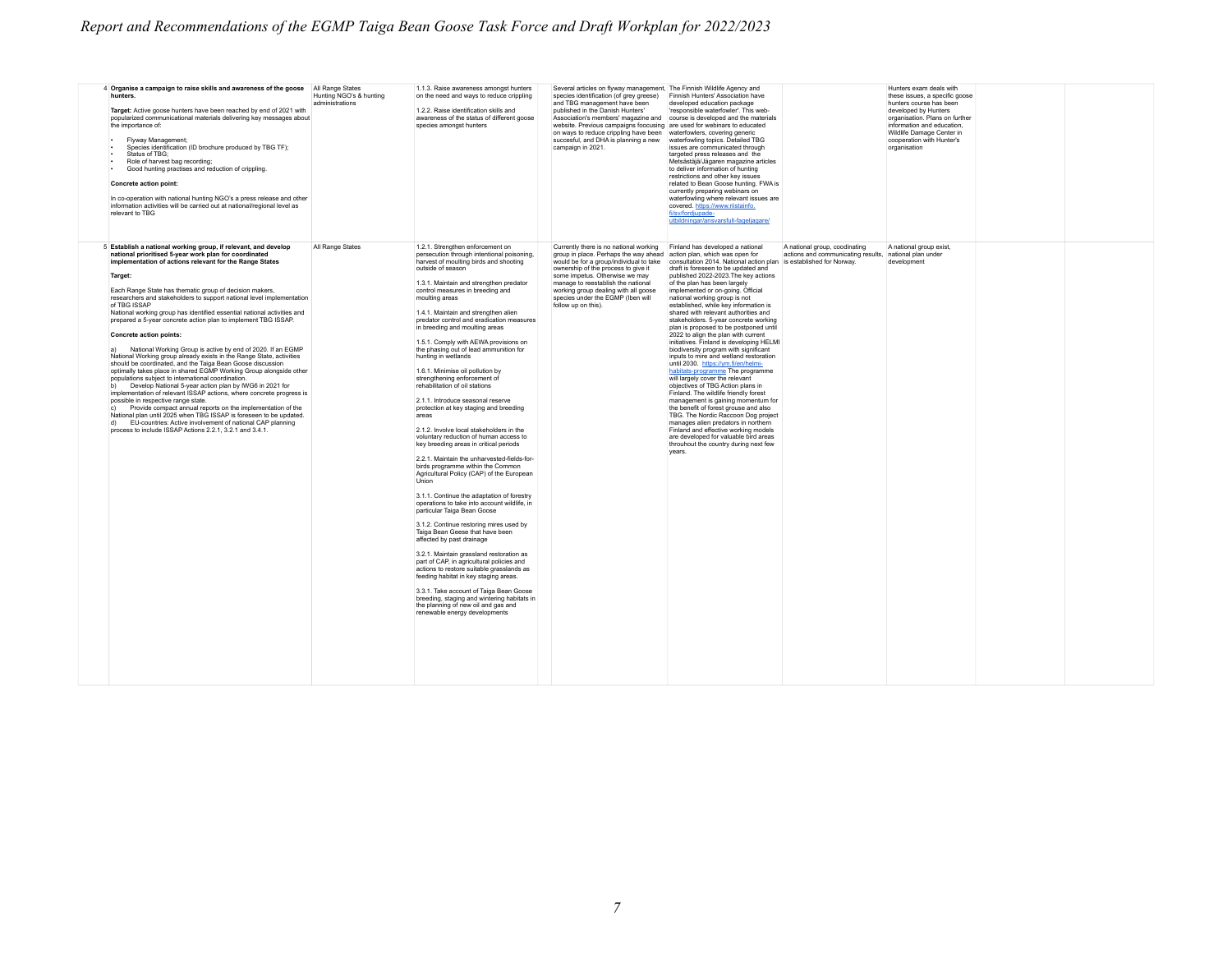| | | | | | | | | | | |
|---|---|---|---|---|---|---|---|---|---|---|
| 4 | **Organise a campaign to raise skills and awareness of the goose hunters.**<br><br>**Target:** Active goose hunters have been reached by end of 2021 with popularized communicational materials delivering key messages about the importance of:<br><br>• Flyway Management;<br>• Species identification (ID brochure produced by TBG TF);<br>• Status of TBG;<br>• Role of harvest bag recording;<br>• Good hunting practises and reduction of crippling.<br><br>**Concrete action point:**<br><br>In co-operation with national hunting NGO's a press release and other information activities will be carried out at national/regional level as relevant to TBG | All Range States Hunting NGO's & hunting administrations | 1.1.3. Raise awareness amongst hunters on the need and ways to reduce crippling<br><br>1.2.2. Raise identification skills and awareness of the status of different goose species amongst hunters | | Several articles on flyway management, species identification (of grey greese) and TBG management have been published in the Danish Hunters' Association's members' magazine and website. Previous campaigns foocusing on ways to reduce crippling have been succesful, and DHA is planning a new campaign in 2021. | The Finnish Wildlife Agency and Finnish Hunters' Association have developed education package 'responsible waterfowler'. This web-course is developed and the materials are used for webinars to educated waterfowlers, covering generic waterfowling topics. Detailed TBG issues are communicated through targeted press releases and the Metsästäjä/Jägaren magazine articles to deliver information of hunting restrictions and other key issues related to Bean Goose hunting. FWA is currently preparing webinars on waterfowling where relevant issues are covered. https://www.riistainfo.fi/sv/fordjupade-utbildningar/ansvarsfull-fageljagare/ | | Hunters exam deals with these issues, a specific goose hunters course has been developed by Hunters organisation. Plans on further information and education, Wildlife Damage Center in cooperation with Hunter's organisation | | |
| 5 | **Establish a national working group, if relevant, and develop national prioritised 5-year work plan for coordinated implementation of actions relevant for the Range States**<br><br>**Target:**<br><br>Each Range State has thematic group of decision makers, researchers and stakeholders to support national level implementation of TBG ISSAP<br>National working group has identified essential national activities and prepared a 5-year concrete action plan to implement TBG ISSAP.<br><br>**Concrete action points:**<br><br>a) National Working Group is active by end of 2020. If an EGMP National Working group already exists in the Range State, activities should be coordinated, and the Taiga Bean Goose discussion optimally takes place in shared EGMP Working Group alongside other populations subject to international coordination.<br>b) Develop National 5-year action plan by IWG6 in 2021 for implementation of relevant ISSAP actions, where concrete progress is possible in respective range state.<br>c) Provide compact annual reports on the implementation of the National plan until 2025 when TBG ISSAP is foreseen to be updated.<br>d) EU-countries: Active involvement of national CAP planning process to include ISSAP Actions 2.2.1, 3.2.1 and 3.4.1. | All Range States | 1.2.1. Strengthen enforcement on persecution through intentional poisoning, harvest of moulting birds and shooting outside of season<br><br>1.3.1. Maintain and strengthen predator control measures in breeding and moulting areas<br><br>1.4.1. Maintain and strengthen alien predator control and eradication measures in breeding and moulting areas<br><br>1.5.1. Comply with AEWA provisions on the phasing out of lead ammunition for hunting in wetlands<br><br>1.6.1. Minimise oil pollution by strengthening enforcement of rehabilitation of oil stations<br><br>2.1.1. Introduce seasonal reserve protection at key staging and breeding areas<br><br>2.1.2. Involve local stakeholders in the voluntary reduction of human access to key breeding areas in critical periods<br><br>2.2.1. Maintain the unharvested-fields-for-birds programme within the Common Agricultural Policy (CAP) of the European Union<br><br>3.1.1. Continue the adaptation of forestry operations to take into account wildlife, in particular Taiga Bean Goose<br><br>3.1.2. Continue restoring mires used by Taiga Bean Geese that have been affected by past drainage<br><br>3.2.1. Maintain grassland restoration as part of CAP, in agricultural policies and actions to restore suitable grasslands as feeding habitat in key staging areas.<br><br>3.3.1. Take account of Taiga Bean Goose breeding, staging and wintering habitats in the planning of new oil and gas and renewable energy developments | | Currently there is no national working group in place. Perhaps the way ahead would be for a group/individual to take ownership of the process to give it some impetus. Otherwise we may manage to reestablish the national working group dealing with all goose species under the EGMP (Iben will follow up on this). | Finland has developed a national action plan, which was open for consultation 2014. National action plan draft is foreseen to be updated and published 2022-2023.The key actions of the plan has been largely implemented or on-going. Official national working group is not established, while key information is shared with relevant authorities and stakeholders. 5-year concrete working plan is proposed to be postponed until 2022 to align the plan with current initiatives. Finland is developing HELMI biodiversity program with significant inputs to mire and wetland restoration until 2030. https://ym.fi/en/helmi-habitats-programme The programme will largely cover the relevant objectives of TBG Action plans in Finland. The wildlife friendly forest management is gaining momentum for the benefit of forest grouse and also TBG. The Nordic Raccoon Dog project manages alien predators in northern Finland and effective working models are developed for valuable bird areas throuhout the country during next few years. | A national group, coodinating actions and communicating results, is established for Norway. | A national group exist, national plan under development | | |